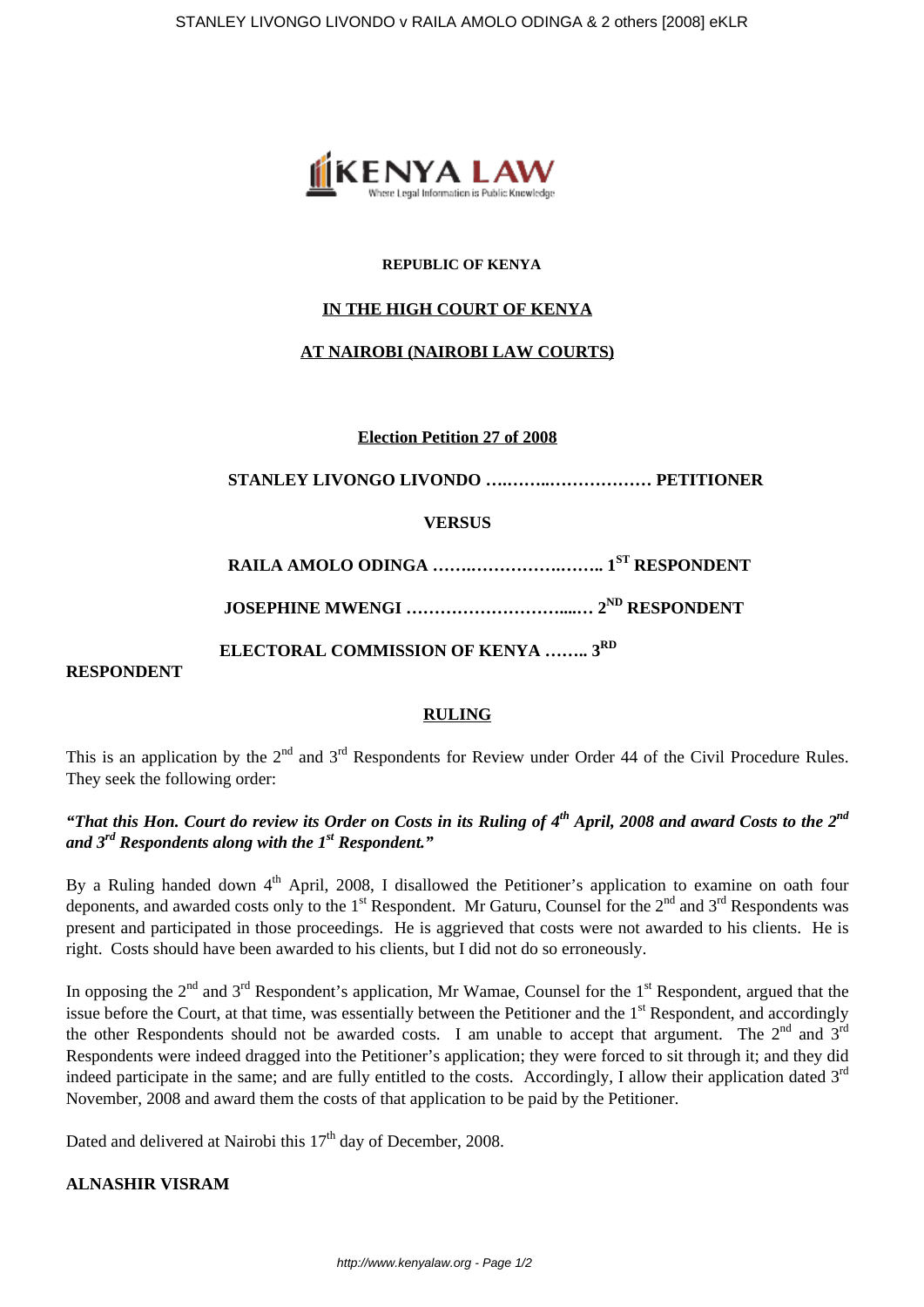**REPUBLIC OF KENYA**

**IN THE HIGH COURT OF KENYA**

**AT NAIROBI (NAIROBI LAW COURTS)**

**Election Petition 27 of 2008**

**STANLEY LIVONGO LIVONDO ….……..……………… PETITIONER**

**VERSUS**

**RAILA AMOLO ODINGA …….…………….…….. 1ST RESPONDENT**

**JOSEPHINE MWENGI ………………………...… 2ND RESPONDENT**

**ELECTORAL COMMISSION OF KENYA …….. 3RD RESPONDENT**

**RULING**

This is an application by the 2nd and 3rd Respondents for Review under Order 44 of the Civil Procedure Rules. They seek the following order:

***"That this Hon. Court do review its Order on Costs in its Ruling of 4th April, 2008 and award Costs to the 2nd and 3rd Respondents along with the 1st Respondent."***

By a Ruling handed down 4th April, 2008, I disallowed the Petitioner's application to examine on oath four deponents, and awarded costs only to the 1st Respondent. Mr Gaturu, Counsel for the 2nd and 3rd Respondents was present and participated in those proceedings. He is aggrieved that costs were not awarded to his clients. He is right. Costs should have been awarded to his clients, but I did not do so erroneously.

In opposing the 2nd and 3rd Respondent's application, Mr Wamae, Counsel for the 1st Respondent, argued that the issue before the Court, at that time, was essentially between the Petitioner and the 1st Respondent, and accordingly the other Respondents should not be awarded costs. I am unable to accept that argument. The 2nd and 3rd Respondents were indeed dragged into the Petitioner's application; they were forced to sit through it; and they did indeed participate in the same; and are fully entitled to the costs. Accordingly, I allow their application dated 3rd November, 2008 and award them the costs of that application to be paid by the Petitioner.

Dated and delivered at Nairobi this 17th day of December, 2008.

**ALNASHIR VISRAM**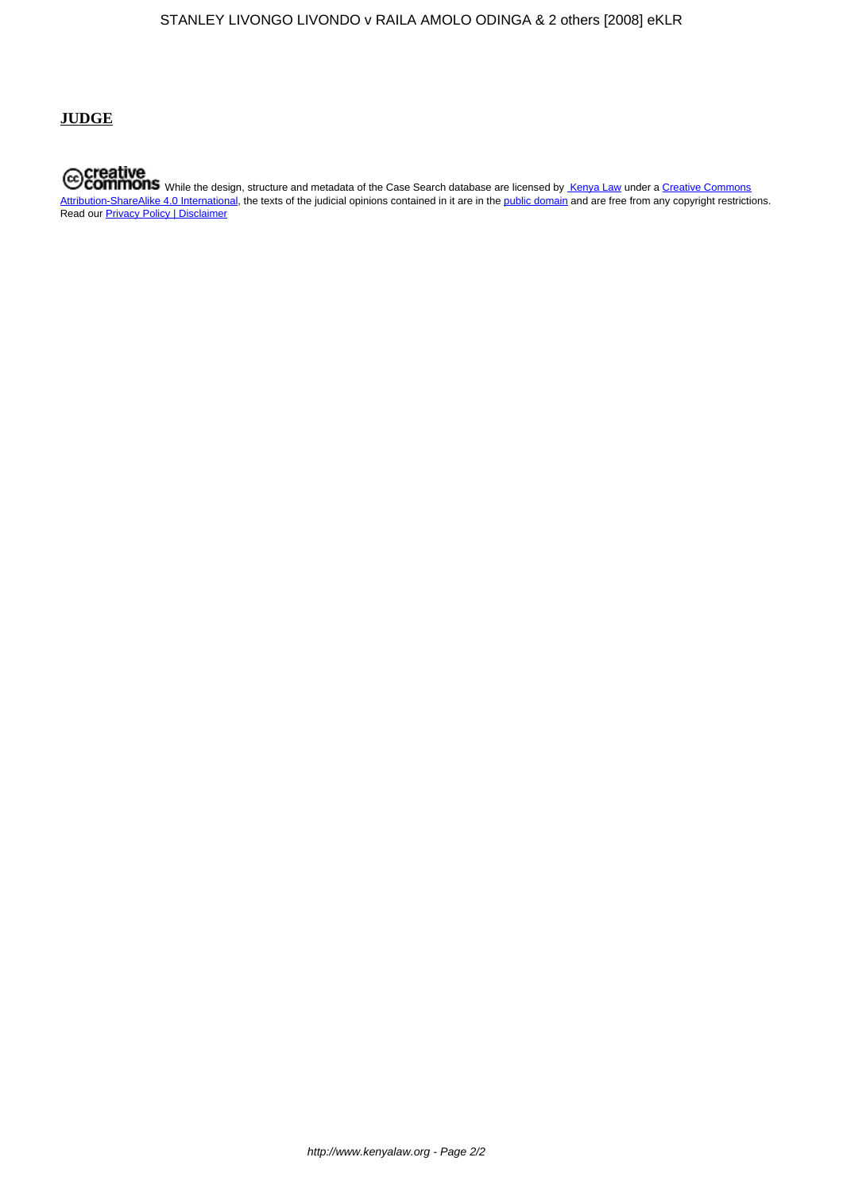**JUDGE**

While the design, structure and metadata of the Case Search database are licensed by Kenya Law under a Creative Commons Attribution-ShareAlike 4.0 International, the texts of the judicial opinions contained in it are in the public domain and are free from any copyright restrictions. Read our Privacy Policy | Disclaimer